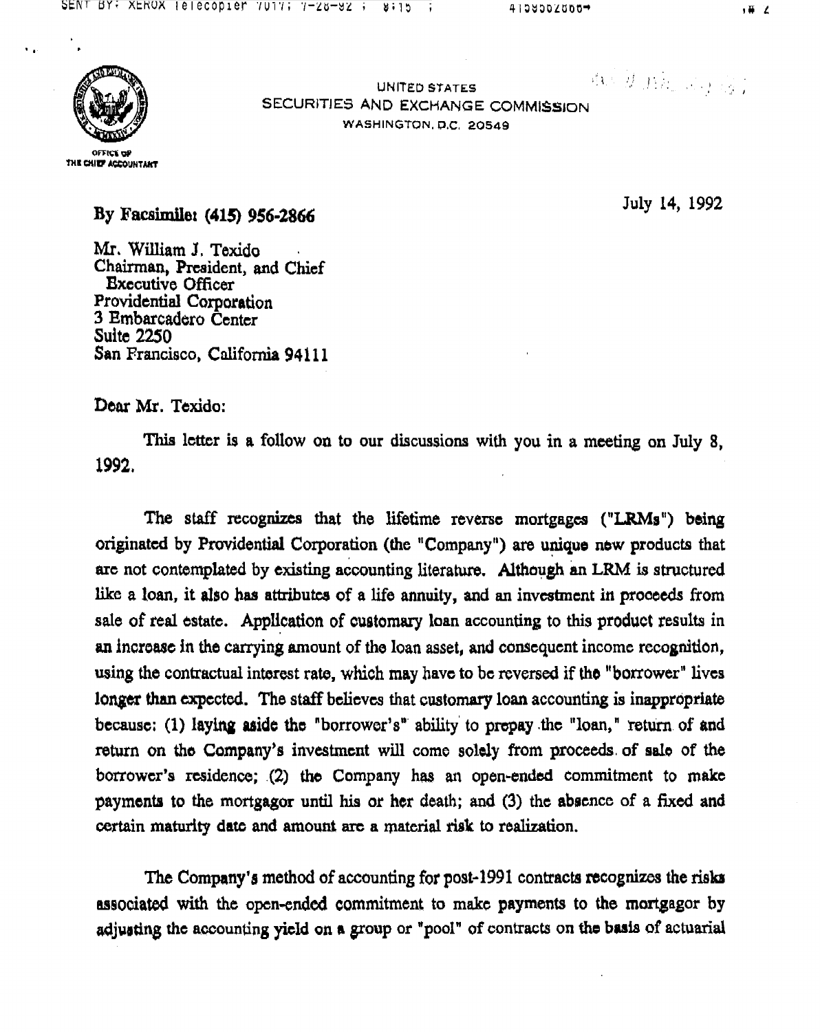UNITED STATES
SECURITIES AND EXCHANGE COMMISSION
WASHINGTON, D.C. 20549

OFFICE OF
THE CHIEF ACCOUNTANT

July 14, 1992

**By Facsimile: (415) 956-2866**

Mr. William J. Texido
Chairman, President, and Chief
Executive Officer
Providential Corporation
3 Embarcadero Center
Suite 2250
San Francisco, California 94111

Dear Mr. Texido:

This letter is a follow on to our discussions with you in a meeting on July 8, 1992.

The staff recognizes that the lifetime reverse mortgages ("LRMs") being originated by Providential Corporation (the "Company") are unique new products that are not contemplated by existing accounting literature. Although an LRM is structured like a loan, it also has attributes of a life annuity, and an investment in proceeds from sale of real estate. Application of customary loan accounting to this product results in an increase in the carrying amount of the loan asset, and consequent income recognition, using the contractual interest rate, which may have to be reversed if the "borrower" lives longer than expected. The staff believes that customary loan accounting is inappropriate because: (1) laying aside the "borrower's" ability to prepay the "loan," return of and return on the Company's investment will come solely from proceeds of sale of the borrower's residence; (2) the Company has an open-ended commitment to make payments to the mortgagor until his or her death; and (3) the absence of a fixed and certain maturity date and amount are a material risk to realization.

The Company's method of accounting for post-1991 contracts recognizes the risks associated with the open-ended commitment to make payments to the mortgagor by adjusting the accounting yield on a group or "pool" of contracts on the basis of actuarial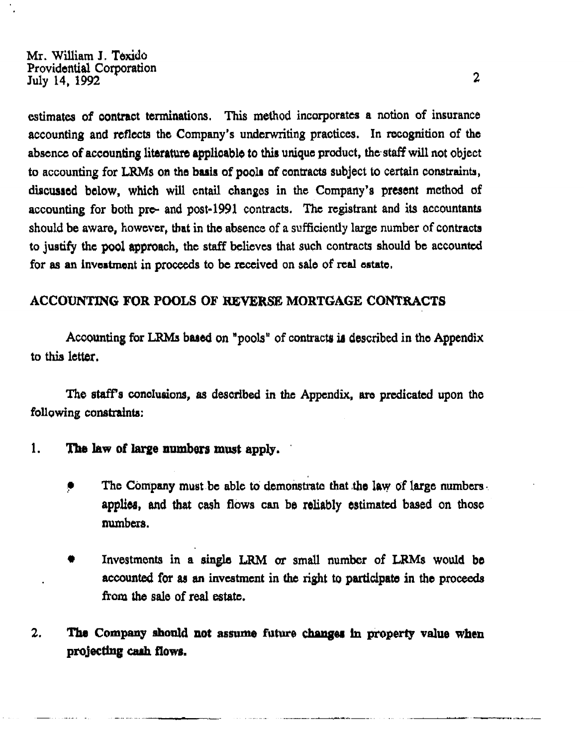Mr. William J. Texido
Providential Corporation
July 14, 1992

estimates of contract terminations. This method incorporates a notion of insurance accounting and reflects the Company's underwriting practices. In recognition of the absence of accounting literature applicable to this unique product, the staff will not object to accounting for LRMs on the basis of pools of contracts subject to certain constraints, discussed below, which will entail changes in the Company's present method of accounting for both pre- and post-1991 contracts. The registrant and its accountants should be aware, however, that in the absence of a sufficiently large number of contracts to justify the pool approach, the staff believes that such contracts should be accounted for as an investment in proceeds to be received on sale of real estate.

## ACCOUNTING FOR POOLS OF REVERSE MORTGAGE CONTRACTS

Accounting for LRMs based on "pools" of contracts is described in the Appendix to this letter.

The staff's conclusions, as described in the Appendix, are predicated upon the following constraints:

1. **The law of large numbers must apply.**

   - The Company must be able to demonstrate that the law of large numbers applies, and that cash flows can be reliably estimated based on those numbers.

   - Investments in a single LRM or small number of LRMs would be accounted for as an investment in the right to participate in the proceeds from the sale of real estate.

2. **The Company should not assume future changes in property value when projecting cash flows.**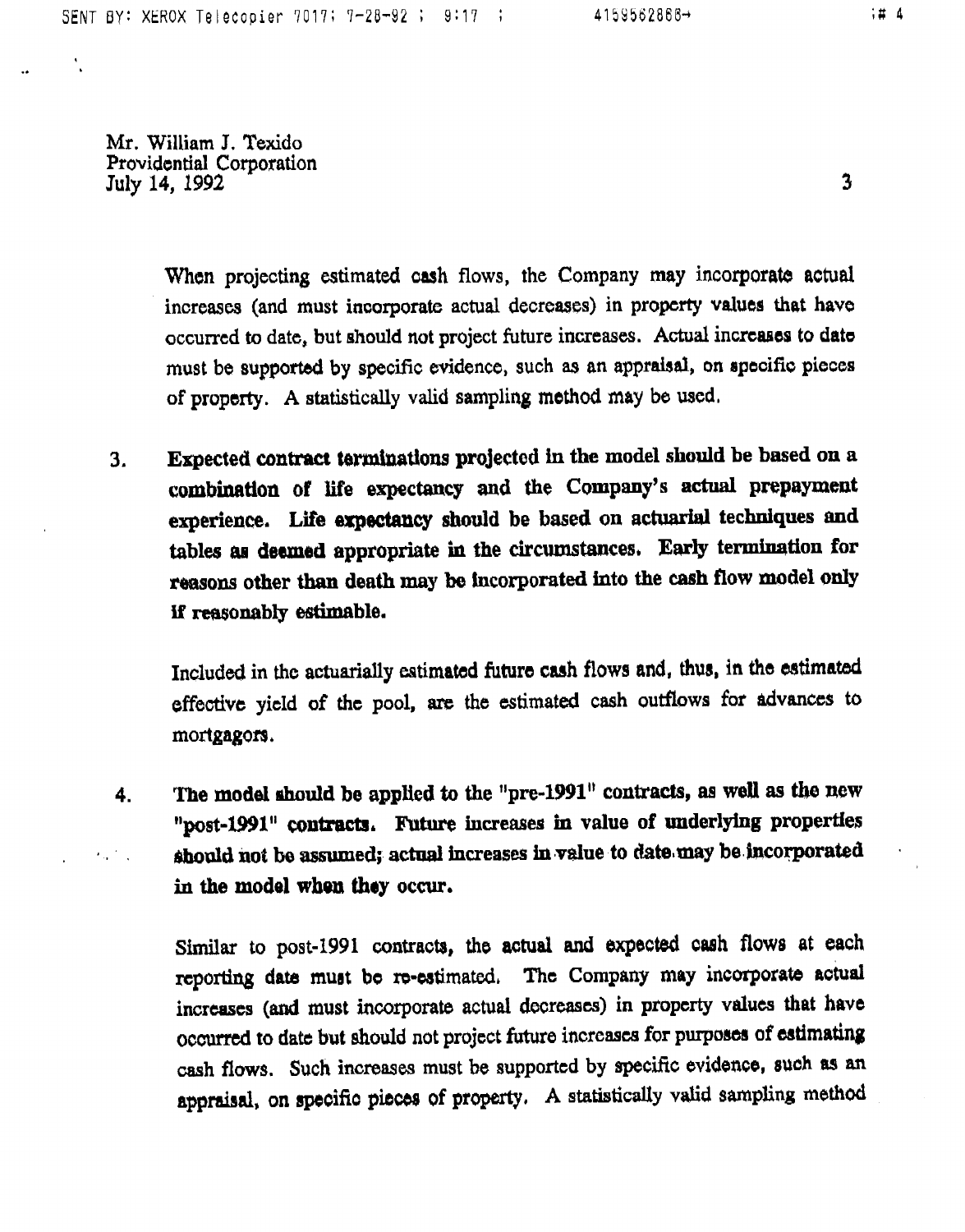Mr. William J. Texido
Providential Corporation
July 14, 1992

When projecting estimated cash flows, the Company may incorporate actual increases (and must incorporate actual decreases) in property values that have occurred to date, but should not project future increases. Actual increases to date must be supported by specific evidence, such as an appraisal, on specific pieces of property. A statistically valid sampling method may be used.

3. **Expected contract terminations projected in the model should be based on a combination of life expectancy and the Company's actual prepayment experience. Life expectancy should be based on actuarial techniques and tables as deemed appropriate in the circumstances. Early termination for reasons other than death may be incorporated into the cash flow model only if reasonably estimable.**

   Included in the actuarially estimated future cash flows and, thus, in the estimated effective yield of the pool, are the estimated cash outflows for advances to mortgagors.

4. **The model should be applied to the "pre-1991" contracts, as well as the new "post-1991" contracts. Future increases in value of underlying properties should not be assumed; actual increases in value to date may be incorporated in the model when they occur.**

   Similar to post-1991 contracts, the actual and expected cash flows at each reporting date must be re-estimated. The Company may incorporate actual increases (and must incorporate actual decreases) in property values that have occurred to date but should not project future increases for purposes of estimating cash flows. Such increases must be supported by specific evidence, such as an appraisal, on specific pieces of property. A statistically valid sampling method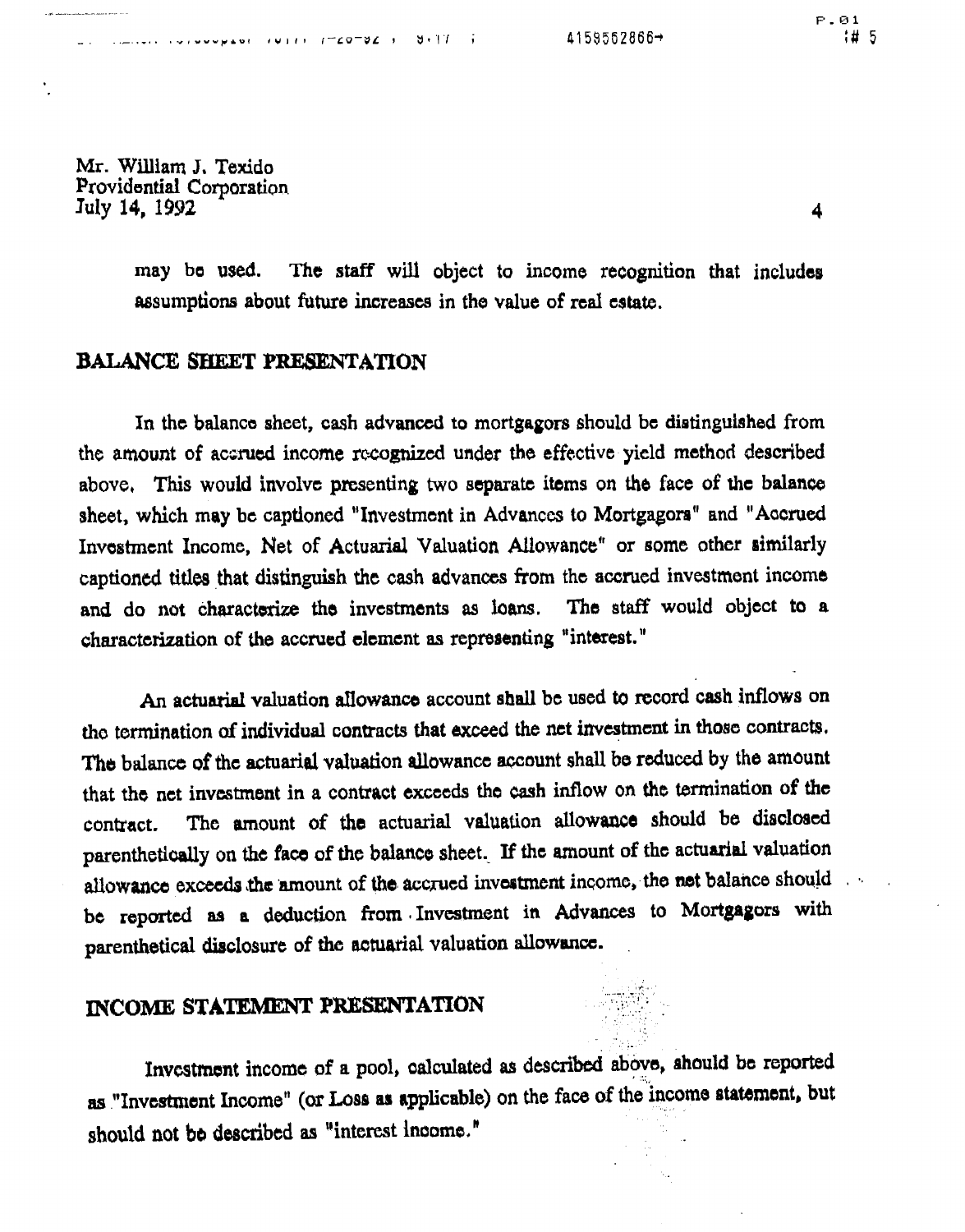Mr. William J. Texido
Providential Corporation
July 14, 1992

may be used. The staff will object to income recognition that includes assumptions about future increases in the value of real estate.

## BALANCE SHEET PRESENTATION

In the balance sheet, cash advanced to mortgagors should be distinguished from the amount of accrued income recognized under the effective yield method described above. This would involve presenting two separate items on the face of the balance sheet, which may be captioned "Investment in Advances to Mortgagors" and "Accrued Investment Income, Net of Actuarial Valuation Allowance" or some other similarly captioned titles that distinguish the cash advances from the accrued investment income and do not characterize the investments as loans. The staff would object to a characterization of the accrued element as representing "interest."

An actuarial valuation allowance account shall be used to record cash inflows on the termination of individual contracts that exceed the net investment in those contracts. The balance of the actuarial valuation allowance account shall be reduced by the amount that the net investment in a contract exceeds the cash inflow on the termination of the contract. The amount of the actuarial valuation allowance should be disclosed parenthetically on the face of the balance sheet. If the amount of the actuarial valuation allowance exceeds the amount of the accrued investment income, the net balance should be reported as a deduction from Investment in Advances to Mortgagors with parenthetical disclosure of the actuarial valuation allowance.

## INCOME STATEMENT PRESENTATION

Investment income of a pool, calculated as described above, should be reported as "Investment Income" (or Loss as applicable) on the face of the income statement, but should not be described as "interest income."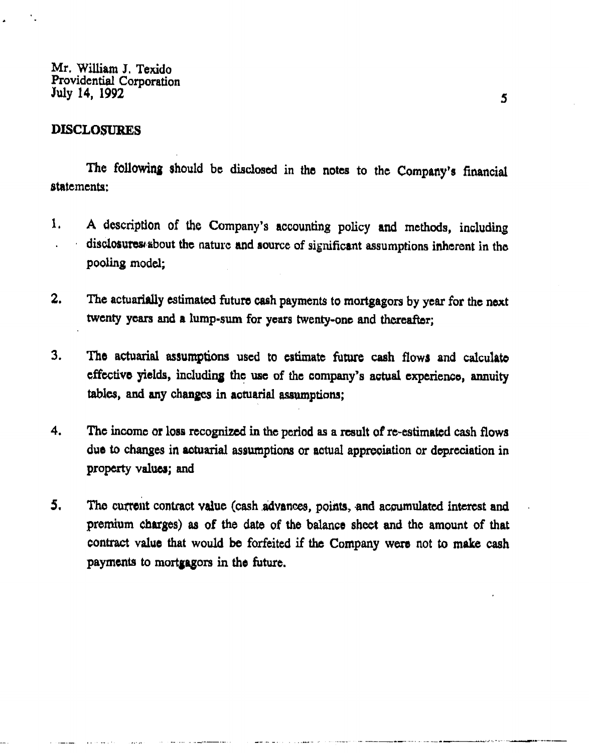## DISCLOSURES

The following should be disclosed in the notes to the Company's financial statements:

1. A description of the Company's accounting policy and methods, including disclosures about the nature and source of significant assumptions inherent in the pooling model;

2. The actuarially estimated future cash payments to mortgagors by year for the next twenty years and a lump-sum for years twenty-one and thereafter;

3. The actuarial assumptions used to estimate future cash flows and calculate effective yields, including the use of the company's actual experience, annuity tables, and any changes in actuarial assumptions;

4. The income or loss recognized in the period as a result of re-estimated cash flows due to changes in actuarial assumptions or actual appreciation or depreciation in property values; and

5. The current contract value (cash advances, points, and accumulated interest and premium charges) as of the date of the balance sheet and the amount of that contract value that would be forfeited if the Company were not to make cash payments to mortgagors in the future.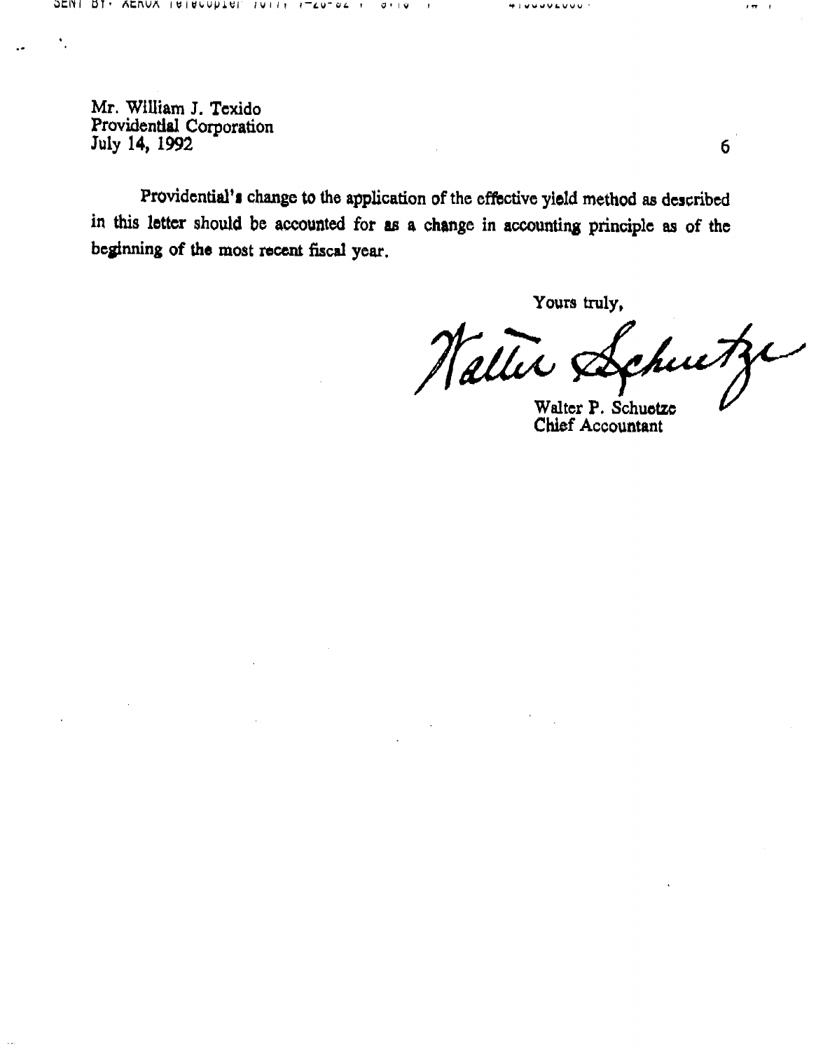Mr. William J. Texido
Providential Corporation
July 14, 1992

Providential's change to the application of the effective yield method as described in this letter should be accounted for as a change in accounting principle as of the beginning of the most recent fiscal year.

Yours truly,

Walter P. Schuetze
Chief Accountant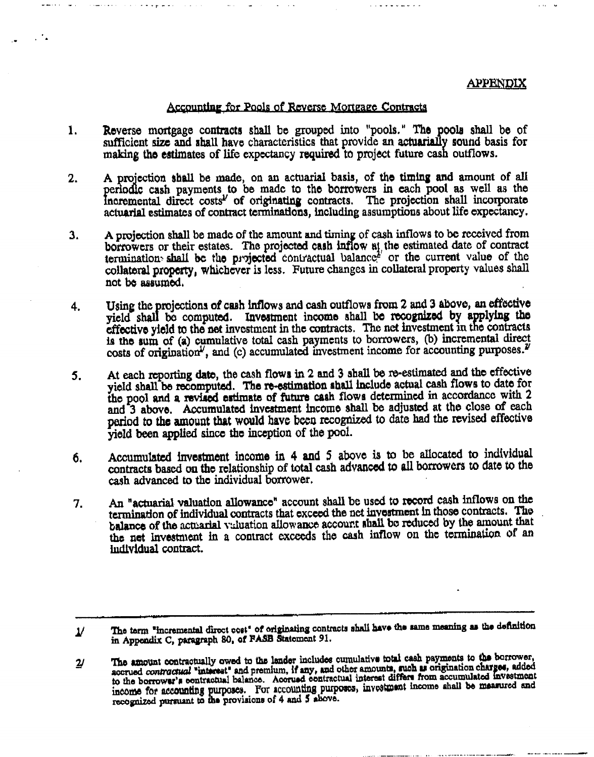APPENDIX

## Accounting for Pools of Reverse Mortgage Contracts

1. Reverse mortgage contracts shall be grouped into "pools." The pools shall be of sufficient size and shall have characteristics that provide an actuarially sound basis for making the estimates of life expectancy required to project future cash outflows.

2. A projection shall be made, on an actuarial basis, of the timing and amount of all periodic cash payments to be made to the borrowers in each pool as well as the incremental direct costs[1] of originating contracts. The projection shall incorporate actuarial estimates of contract terminations, including assumptions about life expectancy.

3. A projection shall be made of the amount and timing of cash inflows to be received from borrowers or their estates. The projected cash inflow at the estimated date of contract termination shall be the projected contractual balance[2] or the current value of the collateral property, whichever is less. Future changes in collateral property values shall not be assumed.

4. Using the projections of cash inflows and cash outflows from 2 and 3 above, an effective yield shall be computed. Investment income shall be recognized by applying the effective yield to the net investment in the contracts. The net investment in the contracts is the sum of (a) cumulative total cash payments to borrowers, (b) incremental direct costs of origination[1], and (c) accumulated investment income for accounting purposes.[2]

5. At each reporting date, the cash flows in 2 and 3 shall be re-estimated and the effective yield shall be recomputed. The re-estimation shall include actual cash flows to date for the pool and a revised estimate of future cash flows determined in accordance with 2 and 3 above. Accumulated investment income shall be adjusted at the close of each period to the amount that would have been recognized to date had the revised effective yield been applied since the inception of the pool.

6. Accumulated investment income in 4 and 5 above is to be allocated to individual contracts based on the relationship of total cash advanced to all borrowers to date to the cash advanced to the individual borrower.

7. An "actuarial valuation allowance" account shall be used to record cash inflows on the termination of individual contracts that exceed the net investment in those contracts. The balance of the actuarial valuation allowance account shall be reduced by the amount that the net investment in a contract exceeds the cash inflow on the termination of an individual contract.

---

1/ The term "incremental direct cost" of originating contracts shall have the same meaning as the definition in Appendix C, paragraph 80, of FASB Statement 91.

2/ The amount contractually owed to the lender includes cumulative total cash payments to the borrower, accrued *contractual* "interest" and premium, if any, and other amounts, such as origination charges, added to the borrower's contractual balance. Accrued contractual interest differs from accumulated investment income for accounting purposes. For accounting purposes, investment income shall be measured and recognized pursuant to the provisions of 4 and 5 above.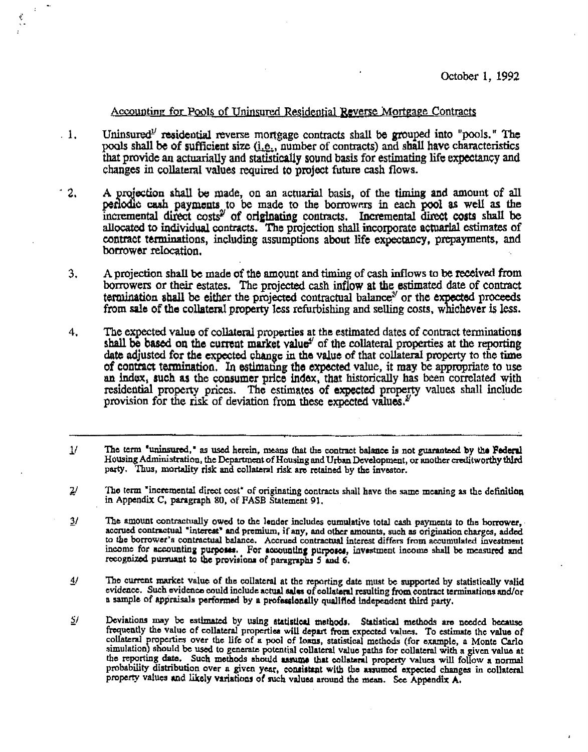October 1, 1992

Accounting for Pools of Uninsured Residential Reverse Mortgage Contracts

1. Uninsured[1] residential reverse mortgage contracts shall be grouped into "pools." The pools shall be of sufficient size (i.e., number of contracts) and shall have characteristics that provide an actuarially and statistically sound basis for estimating life expectancy and changes in collateral values required to project future cash flows.

2. A projection shall be made, on an actuarial basis, of the timing and amount of all periodic cash payments to be made to the borrowers in each pool as well as the incremental direct costs[2] of originating contracts. Incremental direct costs shall be allocated to individual contracts. The projection shall incorporate actuarial estimates of contract terminations, including assumptions about life expectancy, prepayments, and borrower relocation.

3. A projection shall be made of the amount and timing of cash inflows to be received from borrowers or their estates. The projected cash inflow at the estimated date of contract termination shall be either the projected contractual balance[3] or the expected proceeds from sale of the collateral property less refurbishing and selling costs, whichever is less.

4. The expected value of collateral properties at the estimated dates of contract terminations shall be based on the current market value[4] of the collateral properties at the reporting date adjusted for the expected change in the value of that collateral property to the time of contract termination. In estimating the expected value, it may be appropriate to use an index, such as the consumer price index, that historically has been correlated with residential property prices. The estimates of expected property values shall include provision for the risk of deviation from these expected values.[5]

---

1/ The term "uninsured," as used herein, means that the contract balance is not guaranteed by the Federal Housing Administration, the Department of Housing and Urban Development, or another creditworthy third party. Thus, mortality risk and collateral risk are retained by the investor.

2/ The term "incremental direct cost" of originating contracts shall have the same meaning as the definition in Appendix C, paragraph 80, of FASB Statement 91.

3/ The amount contractually owed to the lender includes cumulative total cash payments to the borrower, accrued contractual "interest" and premium, if any, and other amounts, such as origination charges, added to the borrower's contractual balance. Accrued contractual interest differs from accumulated investment income for accounting purposes. For accounting purposes, investment income shall be measured and recognized pursuant to the provisions of paragraphs 5 and 6.

4/ The current market value of the collateral at the reporting date must be supported by statistically valid evidence. Such evidence could include actual sales of collateral resulting from contract terminations and/or a sample of appraisals performed by a professionally qualified independent third party.

5/ Deviations may be estimated by using statistical methods. Statistical methods are needed because frequently the value of collateral properties will depart from expected values. To estimate the value of collateral properties over the life of a pool of loans, statistical methods (for example, a Monte Carlo simulation) should be used to generate potential collateral value paths for collateral with a given value at the reporting date. Such methods should assume that collateral property values will follow a normal probability distribution over a given year, consistent with the assumed expected changes in collateral property values and likely variations of such values around the mean. See Appendix A.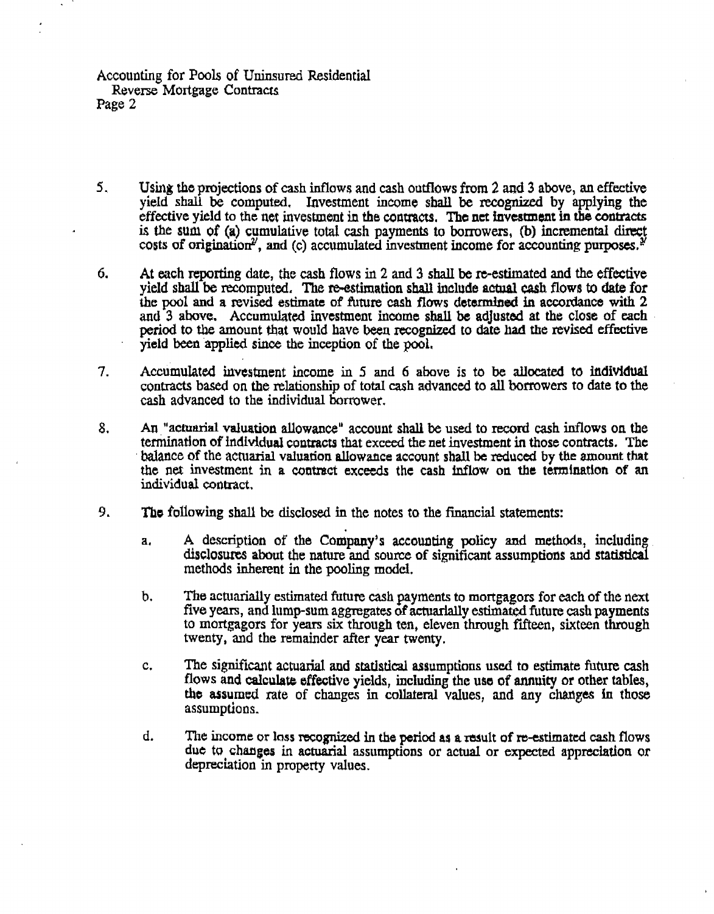5. Using the projections of cash inflows and cash outflows from 2 and 3 above, an effective yield shall be computed. Investment income shall be recognized by applying the effective yield to the net investment in the contracts. The net investment in the contracts is the sum of (a) cumulative total cash payments to borrowers, (b) incremental direct costs of origination[2], and (c) accumulated investment income for accounting purposes.[3]

6. At each reporting date, the cash flows in 2 and 3 shall be re-estimated and the effective yield shall be recomputed. The re-estimation shall include actual cash flows to date for the pool and a revised estimate of future cash flows determined in accordance with 2 and 3 above. Accumulated investment income shall be adjusted at the close of each period to the amount that would have been recognized to date had the revised effective yield been applied since the inception of the pool.

7. Accumulated investment income in 5 and 6 above is to be allocated to individual contracts based on the relationship of total cash advanced to all borrowers to date to the cash advanced to the individual borrower.

8. An "actuarial valuation allowance" account shall be used to record cash inflows on the termination of individual contracts that exceed the net investment in those contracts. The balance of the actuarial valuation allowance account shall be reduced by the amount that the net investment in a contract exceeds the cash inflow on the termination of an individual contract.

9. The following shall be disclosed in the notes to the financial statements:

   a. A description of the Company's accounting policy and methods, including disclosures about the nature and source of significant assumptions and statistical methods inherent in the pooling model.

   b. The actuarially estimated future cash payments to mortgagors for each of the next five years, and lump-sum aggregates of actuarially estimated future cash payments to mortgagors for years six through ten, eleven through fifteen, sixteen through twenty, and the remainder after year twenty.

   c. The significant actuarial and statistical assumptions used to estimate future cash flows and calculate effective yields, including the use of annuity or other tables, the assumed rate of changes in collateral values, and any changes in those assumptions.

   d. The income or loss recognized in the period as a result of re-estimated cash flows due to changes in actuarial assumptions or actual or expected appreciation or depreciation in property values.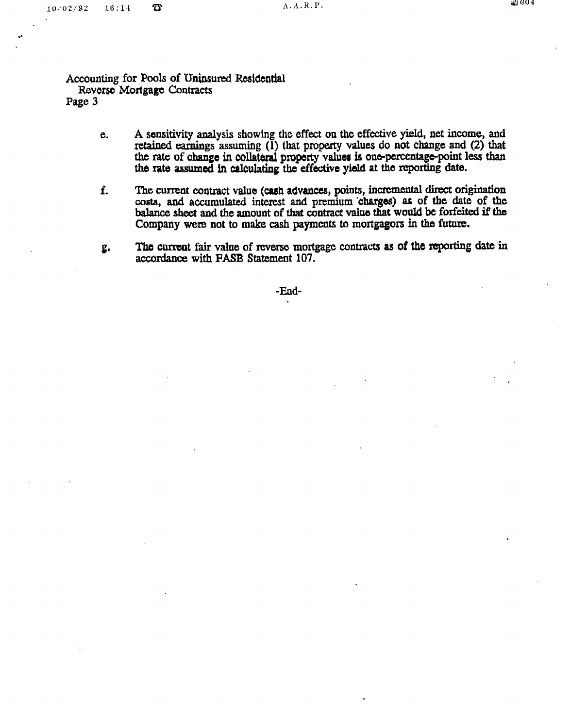e. A sensitivity analysis showing the effect on the effective yield, net income, and retained earnings assuming (1) that property values do not change and (2) that the rate of change in collateral property values is one-percentage-point less than the rate assumed in calculating the effective yield at the reporting date.

f. The current contract value (cash advances, points, incremental direct origination costs, and accumulated interest and premium charges) as of the date of the balance sheet and the amount of that contract value that would be forfeited if the Company were not to make cash payments to mortgagors in the future.

g. The current fair value of reverse mortgage contracts as of the reporting date in accordance with FASB Statement 107.

-End-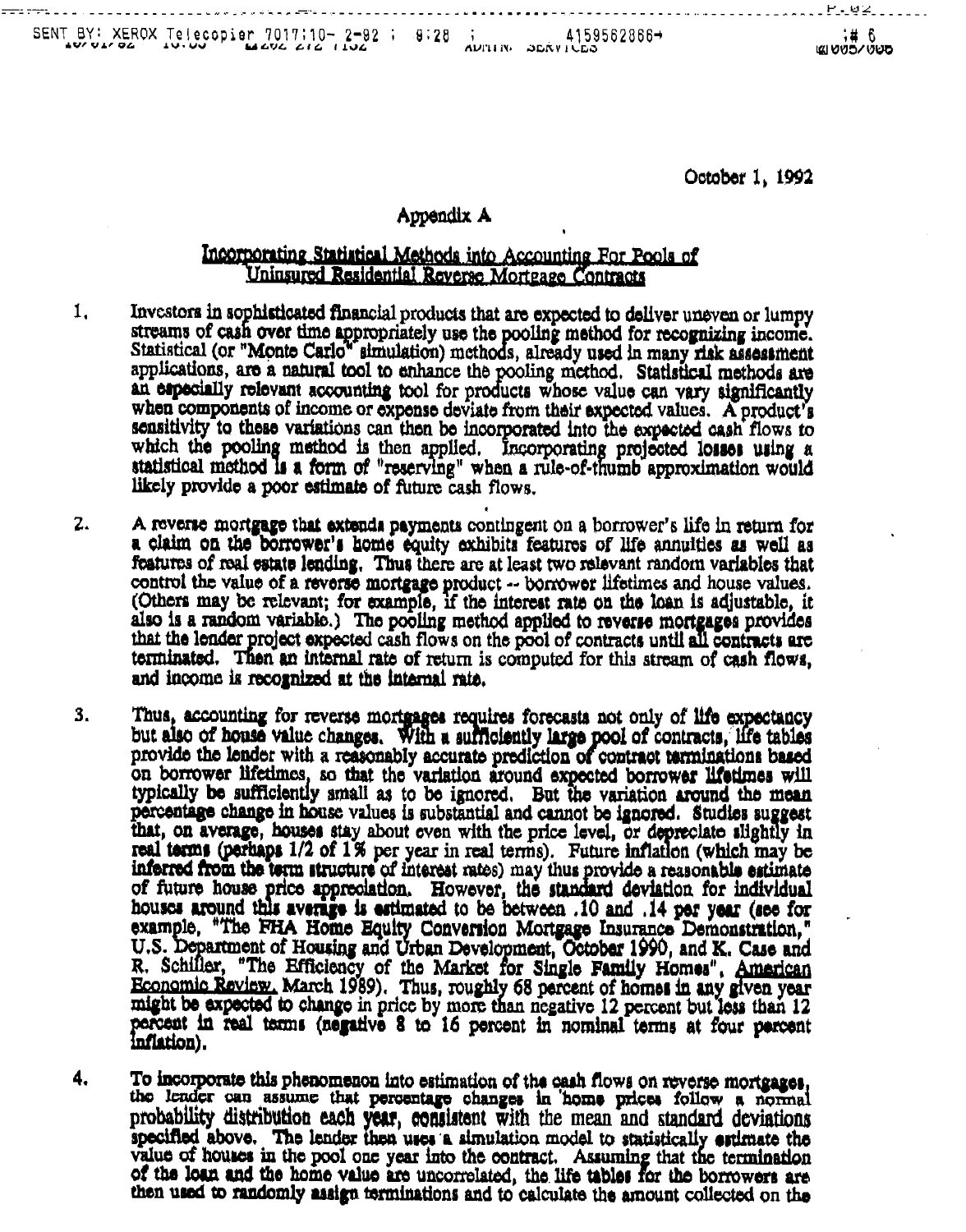October 1, 1992

## Appendix A

### Incorporating Statistical Methods into Accounting For Pools of Uninsured Residential Reverse Mortgage Contracts

1. Investors in sophisticated financial products that are expected to deliver uneven or lumpy streams of cash over time appropriately use the pooling method for recognizing income. Statistical (or "Monte Carlo" simulation) methods, already used in many risk assessment applications, are a natural tool to enhance the pooling method. Statistical methods are an especially relevant accounting tool for products whose value can vary significantly when components of income or expense deviate from their expected values. A product's sensitivity to these variations can then be incorporated into the expected cash flows to which the pooling method is then applied. Incorporating projected losses using a statistical method is a form of "reserving" when a rule-of-thumb approximation would likely provide a poor estimate of future cash flows.

2. A reverse mortgage that extends payments contingent on a borrower's life in return for a claim on the borrower's home equity exhibits features of life annuities as well as features of real estate lending. Thus there are at least two relevant random variables that control the value of a reverse mortgage product -- borrower lifetimes and house values. (Others may be relevant; for example, if the interest rate on the loan is adjustable, it also is a random variable.) The pooling method applied to reverse mortgages provides that the lender project expected cash flows on the pool of contracts until all contracts are terminated. Then an internal rate of return is computed for this stream of cash flows, and income is recognized at the internal rate.

3. Thus, accounting for reverse mortgages requires forecasts not only of life expectancy but also of house value changes. With a sufficiently large pool of contracts, life tables provide the lender with a reasonably accurate prediction of contract terminations based on borrower lifetimes, so that the variation around expected borrower lifetimes will typically be sufficiently small as to be ignored. But the variation around the mean percentage change in house values is substantial and cannot be ignored. Studies suggest that, on average, houses stay about even with the price level, or depreciate slightly in real terms (perhaps 1/2 of 1% per year in real terms). Future inflation (which may be inferred from the term structure of interest rates) may thus provide a reasonable estimate of future house price appreciation. However, the standard deviation for individual houses around this average is estimated to be between .10 and .14 per year (see for example, "The FHA Home Equity Conversion Mortgage Insurance Demonstration," U.S. Department of Housing and Urban Development, October 1990, and K. Case and R. Schiller, "The Efficiency of the Market for Single Family Homes", *American Economic Review*, March 1989). Thus, roughly 68 percent of homes in any given year might be expected to change in price by more than negative 12 percent but less than 12 percent in real terms (negative 8 to 16 percent in nominal terms at four percent inflation).

4. To incorporate this phenomenon into estimation of the cash flows on reverse mortgages, the lender can assume that percentage changes in home prices follow a normal probability distribution each year, consistent with the mean and standard deviations specified above. The lender then uses a simulation model to statistically estimate the value of houses in the pool one year into the contract. Assuming that the termination of the loan and the home value are uncorrelated, the life tables for the borrowers are then used to randomly assign terminations and to calculate the amount collected on the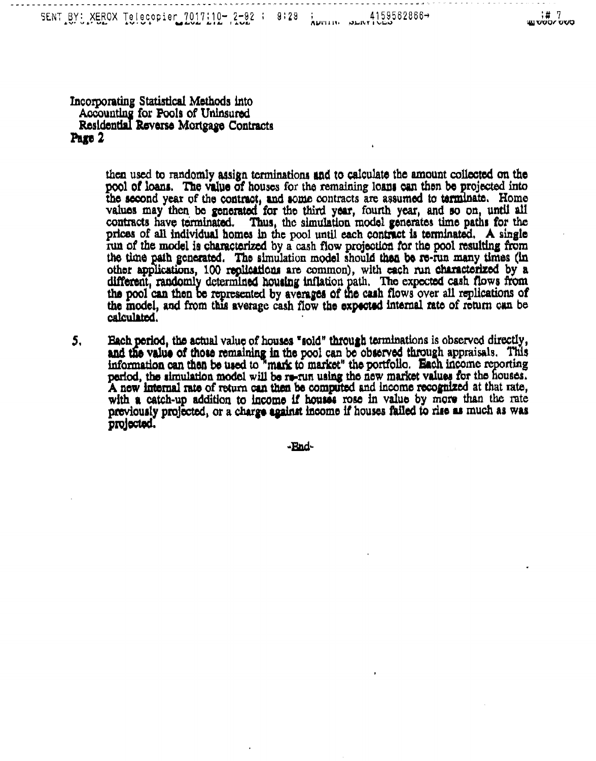then used to randomly assign terminations and to calculate the amount collected on the pool of loans. The value of houses for the remaining loans can then be projected into the second year of the contract, and some contracts are assumed to terminate. Home values may then be generated for the third year, fourth year, and so on, until all contracts have terminated. Thus, the simulation model generates time paths for the prices of all individual homes in the pool until each contract is terminated. A single run of the model is characterized by a cash flow projection for the pool resulting from the time path generated. The simulation model should then be re-run many times (in other applications, 100 replications are common), with each run characterized by a different, randomly determined housing inflation path. The expected cash flows from the pool can then be represented by averages of the cash flows over all replications of the model, and from this average cash flow the expected internal rate of return can be calculated.

5. Each period, the actual value of houses "sold" through terminations is observed directly, and the value of those remaining in the pool can be observed through appraisals. This information can then be used to "mark to market" the portfolio. Each income reporting period, the simulation model will be re-run using the new market values for the houses. A new internal rate of return can then be computed and income recognized at that rate, with a catch-up addition to income if houses rose in value by more than the rate previously projected, or a charge against income if houses failed to rise as much as was projected.

-End-